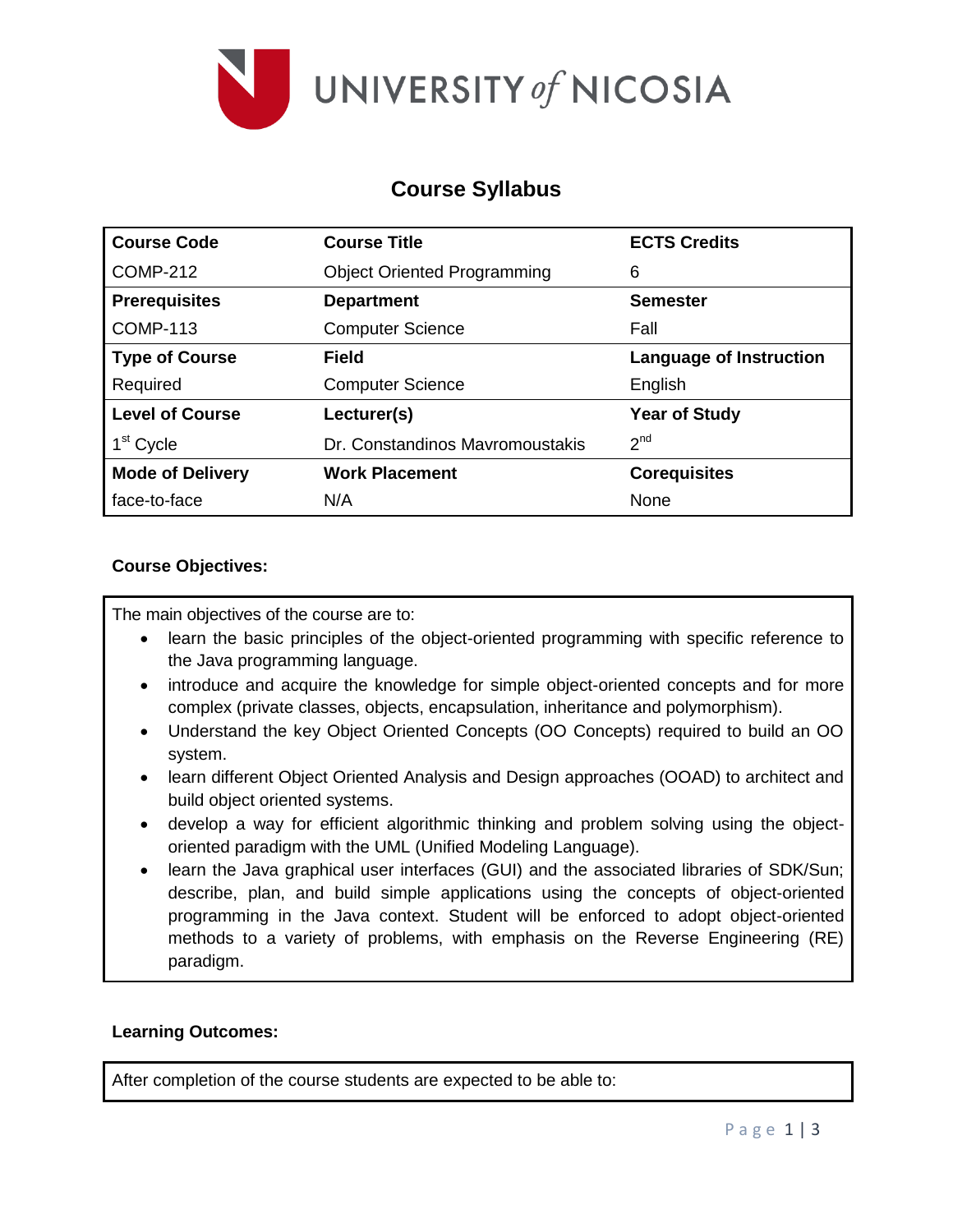UNIVERSITY *of* NICOSIA

# Course Syllabus

| **Course Code** | **Course Title** | **ECTS Credits** |
|---|---|---|
| COMP-212 | Object Oriented Programming | 6 |
| **Prerequisites** | **Department** | **Semester** |
| COMP-113 | Computer Science | Fall |
| **Type of Course** | **Field** | **Language of Instruction** |
| Required | Computer Science | English |
| **Level of Course** | **Lecturer(s)** | **Year of Study** |
| 1st Cycle | Dr. Constandinos Mavromoustakis | 2nd |
| **Mode of Delivery** | **Work Placement** | **Corequisites** |
| face-to-face | N/A | None |

**Course Objectives:**

The main objectives of the course are to:

- learn the basic principles of the object-oriented programming with specific reference to the Java programming language.
- introduce and acquire the knowledge for simple object-oriented concepts and for more complex (private classes, objects, encapsulation, inheritance and polymorphism).
- Understand the key Object Oriented Concepts (OO Concepts) required to build an OO system.
- learn different Object Oriented Analysis and Design approaches (OOAD) to architect and build object oriented systems.
- develop a way for efficient algorithmic thinking and problem solving using the object-oriented paradigm with the UML (Unified Modeling Language).
- learn the Java graphical user interfaces (GUI) and the associated libraries of SDK/Sun; describe, plan, and build simple applications using the concepts of object-oriented programming in the Java context. Student will be enforced to adopt object-oriented methods to a variety of problems, with emphasis on the Reverse Engineering (RE) paradigm.

**Learning Outcomes:**

After completion of the course students are expected to be able to: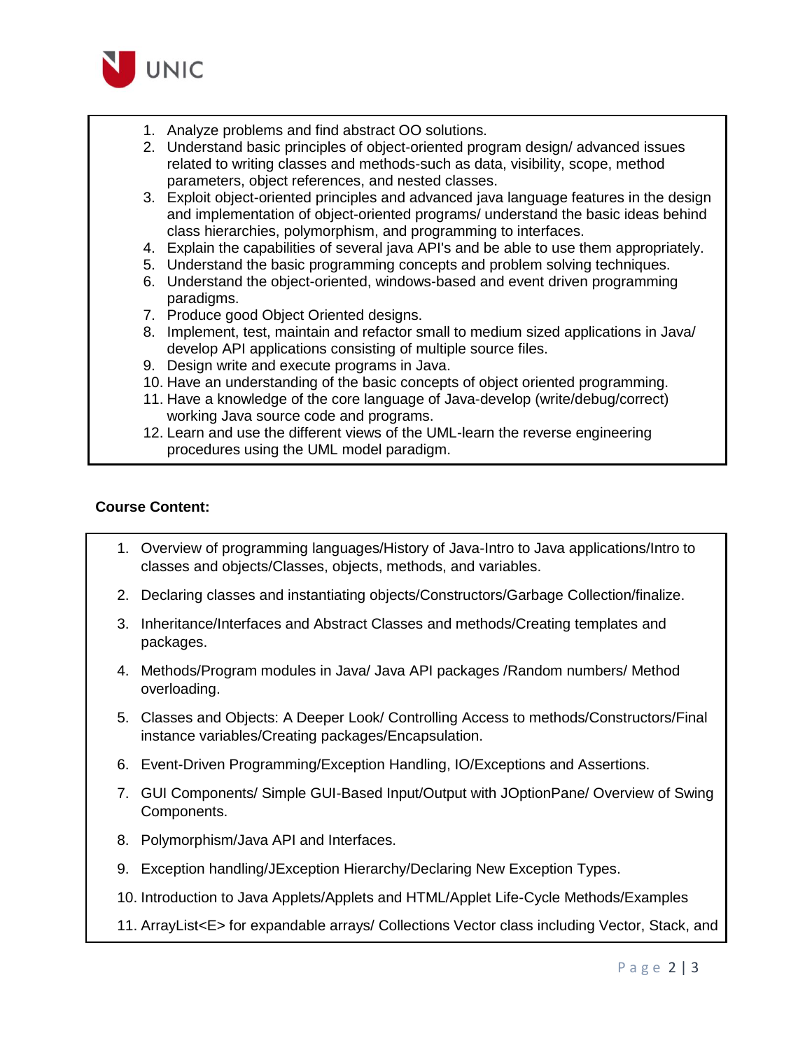1. Analyze problems and find abstract OO solutions.
2. Understand basic principles of object-oriented program design/ advanced issues related to writing classes and methods-such as data, visibility, scope, method parameters, object references, and nested classes.
3. Exploit object-oriented principles and advanced java language features in the design and implementation of object-oriented programs/ understand the basic ideas behind class hierarchies, polymorphism, and programming to interfaces.
4. Explain the capabilities of several java API's and be able to use them appropriately.
5. Understand the basic programming concepts and problem solving techniques.
6. Understand the object-oriented, windows-based and event driven programming paradigms.
7. Produce good Object Oriented designs.
8. Implement, test, maintain and refactor small to medium sized applications in Java/ develop API applications consisting of multiple source files.
9. Design write and execute programs in Java.
10. Have an understanding of the basic concepts of object oriented programming.
11. Have a knowledge of the core language of Java-develop (write/debug/correct) working Java source code and programs.
12. Learn and use the different views of the UML-learn the reverse engineering procedures using the UML model paradigm.

**Course Content:**

1. Overview of programming languages/History of Java-Intro to Java applications/Intro to classes and objects/Classes, objects, methods, and variables.
2. Declaring classes and instantiating objects/Constructors/Garbage Collection/finalize.
3. Inheritance/Interfaces and Abstract Classes and methods/Creating templates and packages.
4. Methods/Program modules in Java/ Java API packages /Random numbers/ Method overloading.
5. Classes and Objects: A Deeper Look/ Controlling Access to methods/Constructors/Final instance variables/Creating packages/Encapsulation.
6. Event-Driven Programming/Exception Handling, IO/Exceptions and Assertions.
7. GUI Components/ Simple GUI-Based Input/Output with JOptionPane/ Overview of Swing Components.
8. Polymorphism/Java API and Interfaces.
9. Exception handling/JException Hierarchy/Declaring New Exception Types.
10. Introduction to Java Applets/Applets and HTML/Applet Life-Cycle Methods/Examples
11. ArrayList<E> for expandable arrays/ Collections Vector class including Vector, Stack, and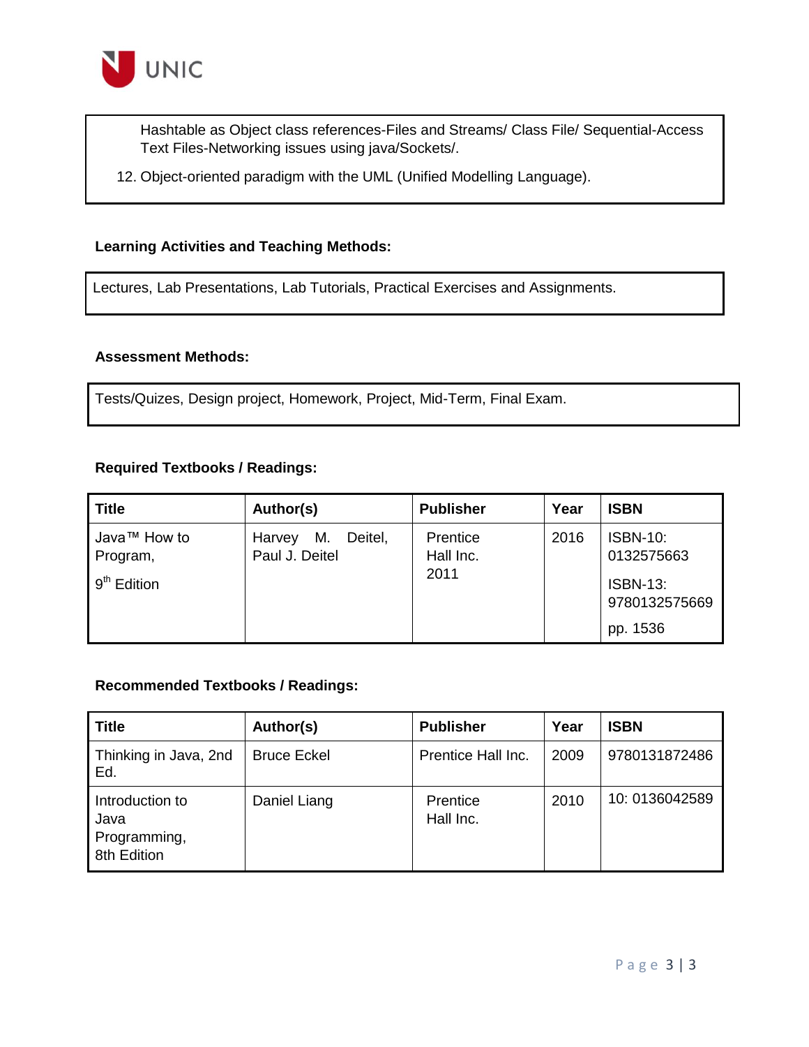Hashtable as Object class references-Files and Streams/ Class File/ Sequential-Access Text Files-Networking issues using java/Sockets/.

12. Object-oriented paradigm with the UML (Unified Modelling Language).

**Learning Activities and Teaching Methods:**

Lectures, Lab Presentations, Lab Tutorials, Practical Exercises and Assignments.

**Assessment Methods:**

Tests/Quizes, Design project, Homework, Project, Mid-Term, Final Exam.

**Required Textbooks / Readings:**

| Title | Author(s) | Publisher | Year | ISBN |
|---|---|---|---|---|
| Java™ How to Program, 9th Edition | Harvey M. Deitel, Paul J. Deitel | Prentice Hall Inc. 2011 | 2016 | ISBN-10: 0132575663 ISBN-13: 9780132575669 pp. 1536 |

**Recommended Textbooks / Readings:**

| Title | Author(s) | Publisher | Year | ISBN |
|---|---|---|---|---|
| Thinking in Java, 2nd Ed. | Bruce Eckel | Prentice Hall Inc. | 2009 | 9780131872486 |
| Introduction to Java Programming, 8th Edition | Daniel Liang | Prentice Hall Inc. | 2010 | 10: 0136042589 |